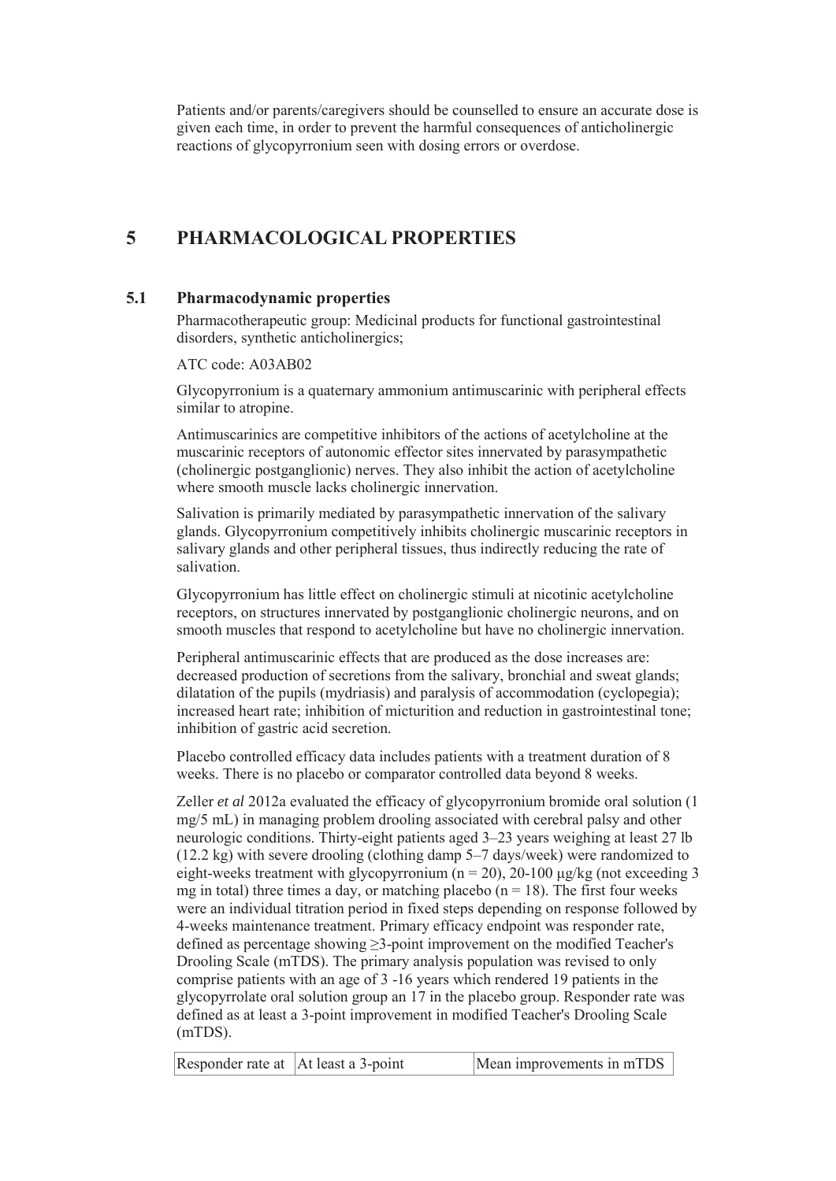Patients and/or parents/caregivers should be counselled to ensure an accurate dose is given each time, in order to prevent the harmful consequences of anticholinergic reactions of glycopyrronium seen with dosing errors or overdose.

# 5 PHARMACOLOGICAL PROPERTIES

## 5.1 Pharmacodynamic properties

Pharmacotherapeutic group: Medicinal products for functional gastrointestinal disorders, synthetic anticholinergics;

ATC code: A03AB02

Glycopyrronium is a quaternary ammonium antimuscarinic with peripheral effects similar to atropine.

Antimuscarinics are competitive inhibitors of the actions of acetylcholine at the muscarinic receptors of autonomic effector sites innervated by parasympathetic (cholinergic postganglionic) nerves. They also inhibit the action of acetylcholine where smooth muscle lacks cholinergic innervation.

Salivation is primarily mediated by parasympathetic innervation of the salivary glands. Glycopyrronium competitively inhibits cholinergic muscarinic receptors in salivary glands and other peripheral tissues, thus indirectly reducing the rate of salivation.

Glycopyrronium has little effect on cholinergic stimuli at nicotinic acetylcholine receptors, on structures innervated by postganglionic cholinergic neurons, and on smooth muscles that respond to acetylcholine but have no cholinergic innervation.

Peripheral antimuscarinic effects that are produced as the dose increases are: decreased production of secretions from the salivary, bronchial and sweat glands; dilatation of the pupils (mydriasis) and paralysis of accommodation (cyclopegia); increased heart rate; inhibition of micturition and reduction in gastrointestinal tone; inhibition of gastric acid secretion.

Placebo controlled efficacy data includes patients with a treatment duration of 8 weeks. There is no placebo or comparator controlled data beyond 8 weeks.

Zeller *et al* 2012a evaluated the efficacy of glycopyrronium bromide oral solution (1 mg/5 mL) in managing problem drooling associated with cerebral palsy and other neurologic conditions. Thirty-eight patients aged 3–23 years weighing at least 27 lb (12.2 kg) with severe drooling (clothing damp 5–7 days/week) were randomized to eight-weeks treatment with glycopyrronium ($n = 20$), 20-100 µg/kg (not exceeding 3 mg in total) three times a day, or matching placebo ($n = 18$). The first four weeks were an individual titration period in fixed steps depending on response followed by 4-weeks maintenance treatment. Primary efficacy endpoint was responder rate, defined as percentage showing ≥3-point improvement on the modified Teacher's Drooling Scale (mTDS). The primary analysis population was revised to only comprise patients with an age of 3 -16 years which rendered 19 patients in the glycopyrrolate oral solution group an 17 in the placebo group. Responder rate was defined as at least a 3-point improvement in modified Teacher's Drooling Scale (mTDS).

| Responder rate at | At least a 3-point | Mean improvements in mTDS |
|---|---|---|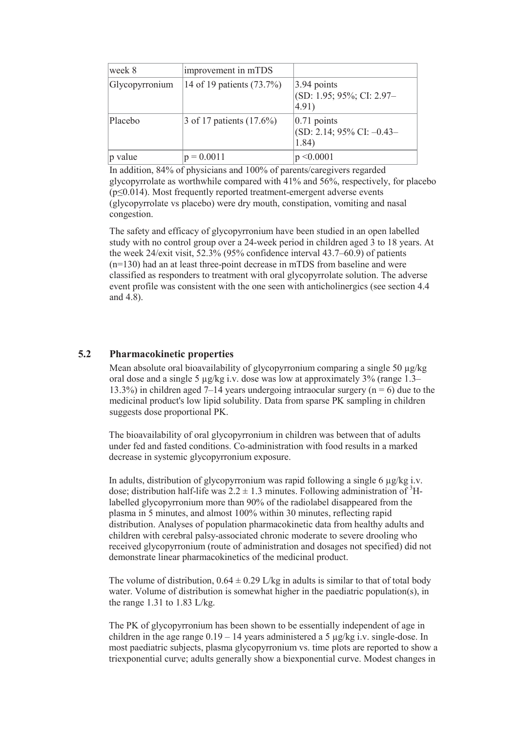| week 8 | improvement in mTDS | |
|---|---|---|
| Glycopyrronium | 14 of 19 patients (73.7%) | 3.94 points (SD: 1.95; 95%; CI: 2.97–4.91) |
| Placebo | 3 of 17 patients (17.6%) | 0.71 points (SD: 2.14; 95% CI: –0.43–1.84) |
| p value | p = 0.0011 | p <0.0001 |

In addition, 84% of physicians and 100% of parents/caregivers regarded glycopyrrolate as worthwhile compared with 41% and 56%, respectively, for placebo ($p \leq 0.014$). Most frequently reported treatment-emergent adverse events (glycopyrrolate vs placebo) were dry mouth, constipation, vomiting and nasal congestion.

The safety and efficacy of glycopyrronium have been studied in an open labelled study with no control group over a 24-week period in children aged 3 to 18 years. At the week 24/exit visit, 52.3% (95% confidence interval 43.7–60.9) of patients (n=130) had an at least three-point decrease in mTDS from baseline and were classified as responders to treatment with oral glycopyrrolate solution. The adverse event profile was consistent with the one seen with anticholinergics (see section 4.4 and 4.8).

## 5.2 Pharmacokinetic properties

Mean absolute oral bioavailability of glycopyrronium comparing a single 50 µg/kg oral dose and a single 5 µg/kg i.v. dose was low at approximately 3% (range 1.3–13.3%) in children aged 7–14 years undergoing intraocular surgery (n = 6) due to the medicinal product's low lipid solubility. Data from sparse PK sampling in children suggests dose proportional PK.

The bioavailability of oral glycopyrronium in children was between that of adults under fed and fasted conditions. Co-administration with food results in a marked decrease in systemic glycopyrronium exposure.

In adults, distribution of glycopyrronium was rapid following a single 6 µg/kg i.v. dose; distribution half-life was 2.2 ± 1.3 minutes. Following administration of $^{3}H$-labelled glycopyrronium more than 90% of the radiolabel disappeared from the plasma in 5 minutes, and almost 100% within 30 minutes, reflecting rapid distribution. Analyses of population pharmacokinetic data from healthy adults and children with cerebral palsy-associated chronic moderate to severe drooling who received glycopyrronium (route of administration and dosages not specified) did not demonstrate linear pharmacokinetics of the medicinal product.

The volume of distribution, 0.64 ± 0.29 L/kg in adults is similar to that of total body water. Volume of distribution is somewhat higher in the paediatric population(s), in the range 1.31 to 1.83 L/kg.

The PK of glycopyrronium has been shown to be essentially independent of age in children in the age range 0.19 – 14 years administered a 5 µg/kg i.v. single-dose. In most paediatric subjects, plasma glycopyrronium vs. time plots are reported to show a triexponential curve; adults generally show a biexponential curve. Modest changes in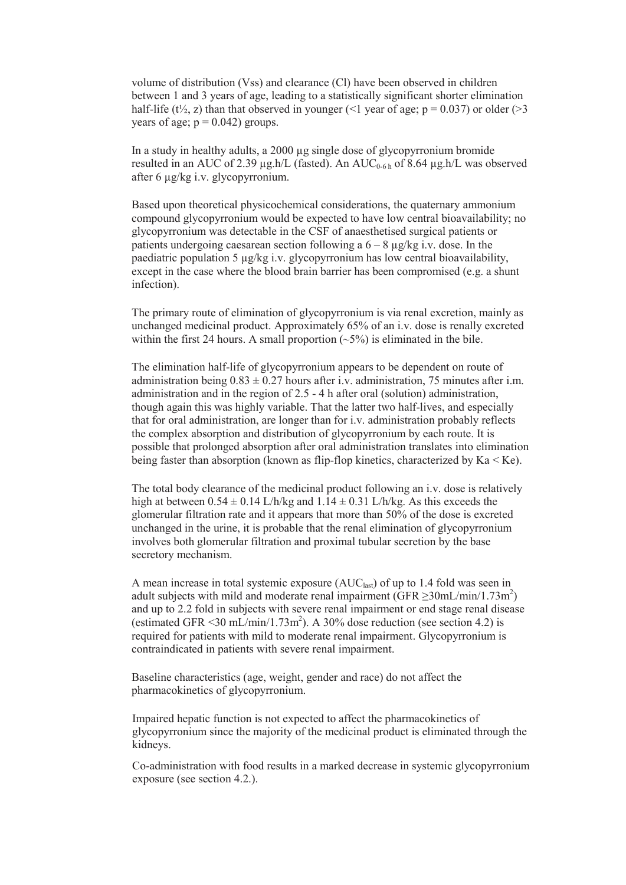volume of distribution (Vss) and clearance (Cl) have been observed in children between 1 and 3 years of age, leading to a statistically significant shorter elimination half-life ($t\frac{1}{2}$, z) than that observed in younger (<1 year of age; $p = 0.037$) or older (>3 years of age; $p = 0.042$) groups.

In a study in healthy adults, a 2000 µg single dose of glycopyrronium bromide resulted in an AUC of 2.39 µg.h/L (fasted). An $AUC_{0\text{-}6\,h}$ of 8.64 µg.h/L was observed after 6 µg/kg i.v. glycopyrronium.

Based upon theoretical physicochemical considerations, the quaternary ammonium compound glycopyrronium would be expected to have low central bioavailability; no glycopyrronium was detectable in the CSF of anaesthetised surgical patients or patients undergoing caesarean section following a 6 – 8 µg/kg i.v. dose. In the paediatric population 5 µg/kg i.v. glycopyrronium has low central bioavailability, except in the case where the blood brain barrier has been compromised (e.g. a shunt infection).

The primary route of elimination of glycopyrronium is via renal excretion, mainly as unchanged medicinal product. Approximately 65% of an i.v. dose is renally excreted within the first 24 hours. A small proportion (~5%) is eliminated in the bile.

The elimination half-life of glycopyrronium appears to be dependent on route of administration being $0.83 \pm 0.27$ hours after i.v. administration, 75 minutes after i.m. administration and in the region of 2.5 - 4 h after oral (solution) administration, though again this was highly variable. That the latter two half-lives, and especially that for oral administration, are longer than for i.v. administration probably reflects the complex absorption and distribution of glycopyrronium by each route. It is possible that prolonged absorption after oral administration translates into elimination being faster than absorption (known as flip-flop kinetics, characterized by $Ka < Ke$).

The total body clearance of the medicinal product following an i.v. dose is relatively high at between $0.54 \pm 0.14$ L/h/kg and $1.14 \pm 0.31$ L/h/kg. As this exceeds the glomerular filtration rate and it appears that more than 50% of the dose is excreted unchanged in the urine, it is probable that the renal elimination of glycopyrronium involves both glomerular filtration and proximal tubular secretion by the base secretory mechanism.

A mean increase in total systemic exposure ($AUC_{last}$) of up to 1.4 fold was seen in adult subjects with mild and moderate renal impairment (GFR $\geq$30mL/min/1.73$m^2$) and up to 2.2 fold in subjects with severe renal impairment or end stage renal disease (estimated GFR <30 mL/min/1.73$m^2$). A 30% dose reduction (see section 4.2) is required for patients with mild to moderate renal impairment. Glycopyrronium is contraindicated in patients with severe renal impairment.

Baseline characteristics (age, weight, gender and race) do not affect the pharmacokinetics of glycopyrronium.

Impaired hepatic function is not expected to affect the pharmacokinetics of glycopyrronium since the majority of the medicinal product is eliminated through the kidneys.

Co-administration with food results in a marked decrease in systemic glycopyrronium exposure (see section 4.2.).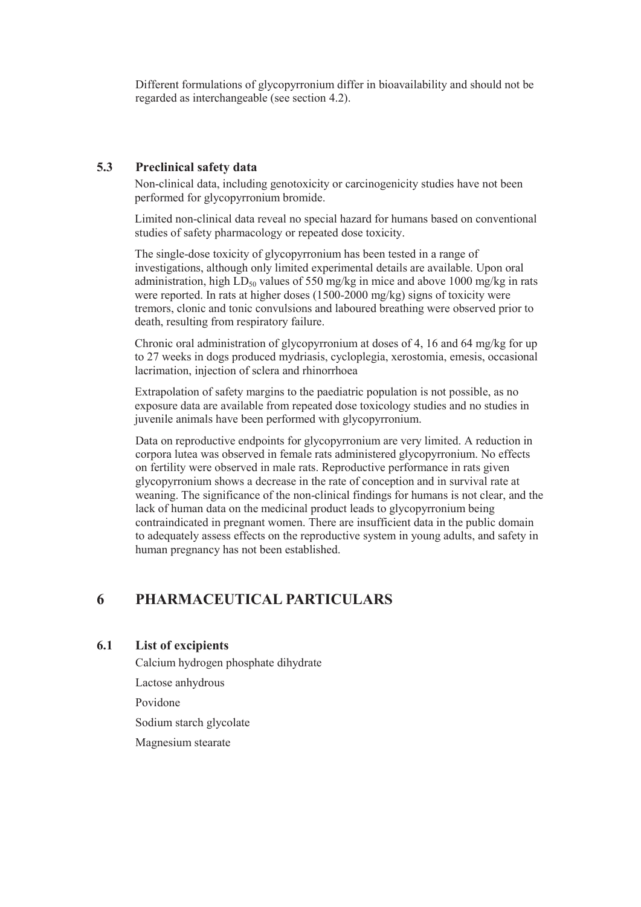Different formulations of glycopyrronium differ in bioavailability and should not be regarded as interchangeable (see section 4.2).

### 5.3 Preclinical safety data

Non-clinical data, including genotoxicity or carcinogenicity studies have not been performed for glycopyrronium bromide.

Limited non-clinical data reveal no special hazard for humans based on conventional studies of safety pharmacology or repeated dose toxicity.

The single-dose toxicity of glycopyrronium has been tested in a range of investigations, although only limited experimental details are available. Upon oral administration, high $LD_{50}$ values of 550 mg/kg in mice and above 1000 mg/kg in rats were reported. In rats at higher doses (1500-2000 mg/kg) signs of toxicity were tremors, clonic and tonic convulsions and laboured breathing were observed prior to death, resulting from respiratory failure.

Chronic oral administration of glycopyrronium at doses of 4, 16 and 64 mg/kg for up to 27 weeks in dogs produced mydriasis, cycloplegia, xerostomia, emesis, occasional lacrimation, injection of sclera and rhinorrhoea

Extrapolation of safety margins to the paediatric population is not possible, as no exposure data are available from repeated dose toxicology studies and no studies in juvenile animals have been performed with glycopyrronium.

Data on reproductive endpoints for glycopyrronium are very limited. A reduction in corpora lutea was observed in female rats administered glycopyrronium. No effects on fertility were observed in male rats. Reproductive performance in rats given glycopyrronium shows a decrease in the rate of conception and in survival rate at weaning. The significance of the non-clinical findings for humans is not clear, and the lack of human data on the medicinal product leads to glycopyrronium being contraindicated in pregnant women. There are insufficient data in the public domain to adequately assess effects on the reproductive system in young adults, and safety in human pregnancy has not been established.

## 6 PHARMACEUTICAL PARTICULARS

### 6.1 List of excipients

Calcium hydrogen phosphate dihydrate

Lactose anhydrous

Povidone

Sodium starch glycolate

Magnesium stearate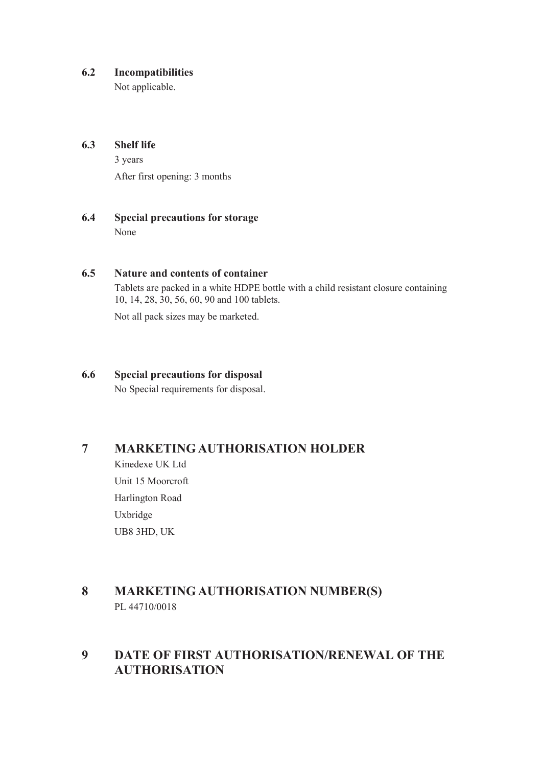### 6.2 Incompatibilities

Not applicable.

### 6.3 Shelf life

3 years

After first opening: 3 months

### 6.4 Special precautions for storage

None

### 6.5 Nature and contents of container

Tablets are packed in a white HDPE bottle with a child resistant closure containing 10, 14, 28, 30, 56, 60, 90 and 100 tablets.

Not all pack sizes may be marketed.

### 6.6 Special precautions for disposal

No Special requirements for disposal.

## 7 MARKETING AUTHORISATION HOLDER

Kinedexe UK Ltd

Unit 15 Moorcroft

Harlington Road

Uxbridge

UB8 3HD, UK

## 8 MARKETING AUTHORISATION NUMBER(S)

PL 44710/0018

## 9 DATE OF FIRST AUTHORISATION/RENEWAL OF THE AUTHORISATION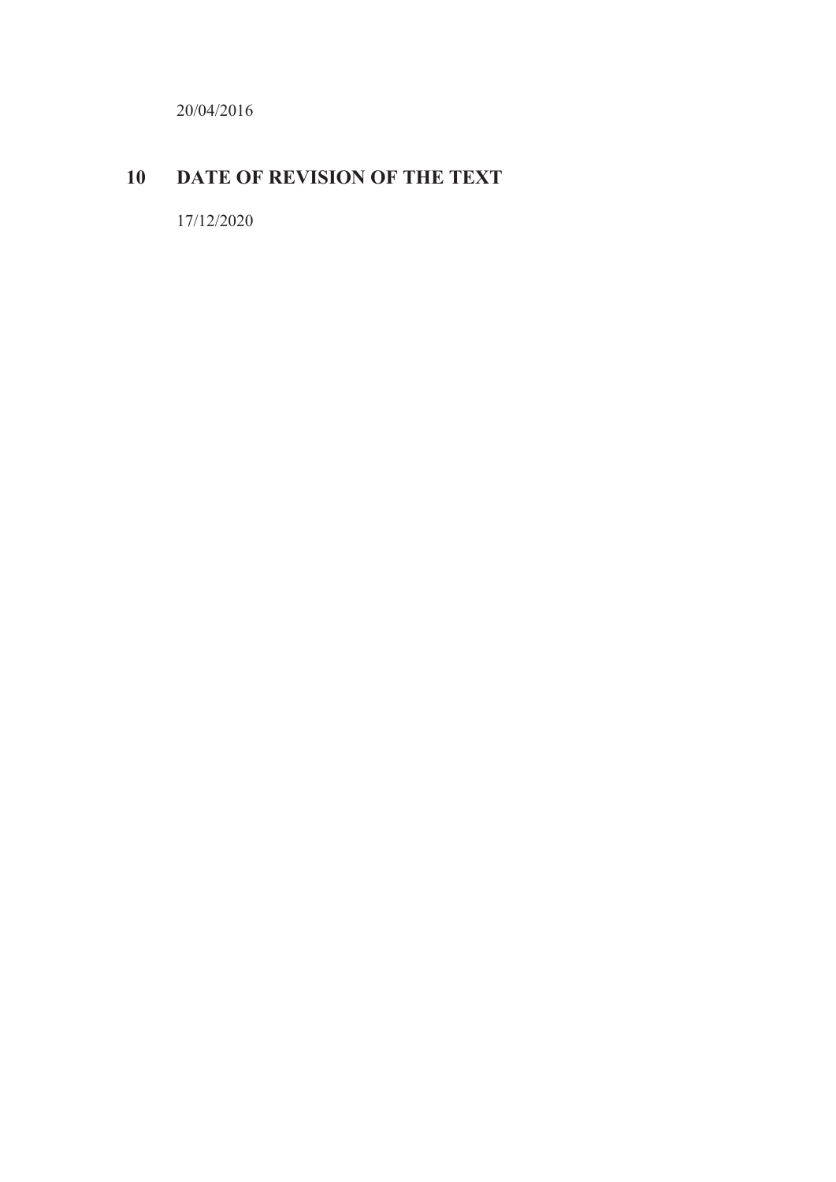20/04/2016

## 10 DATE OF REVISION OF THE TEXT

17/12/2020